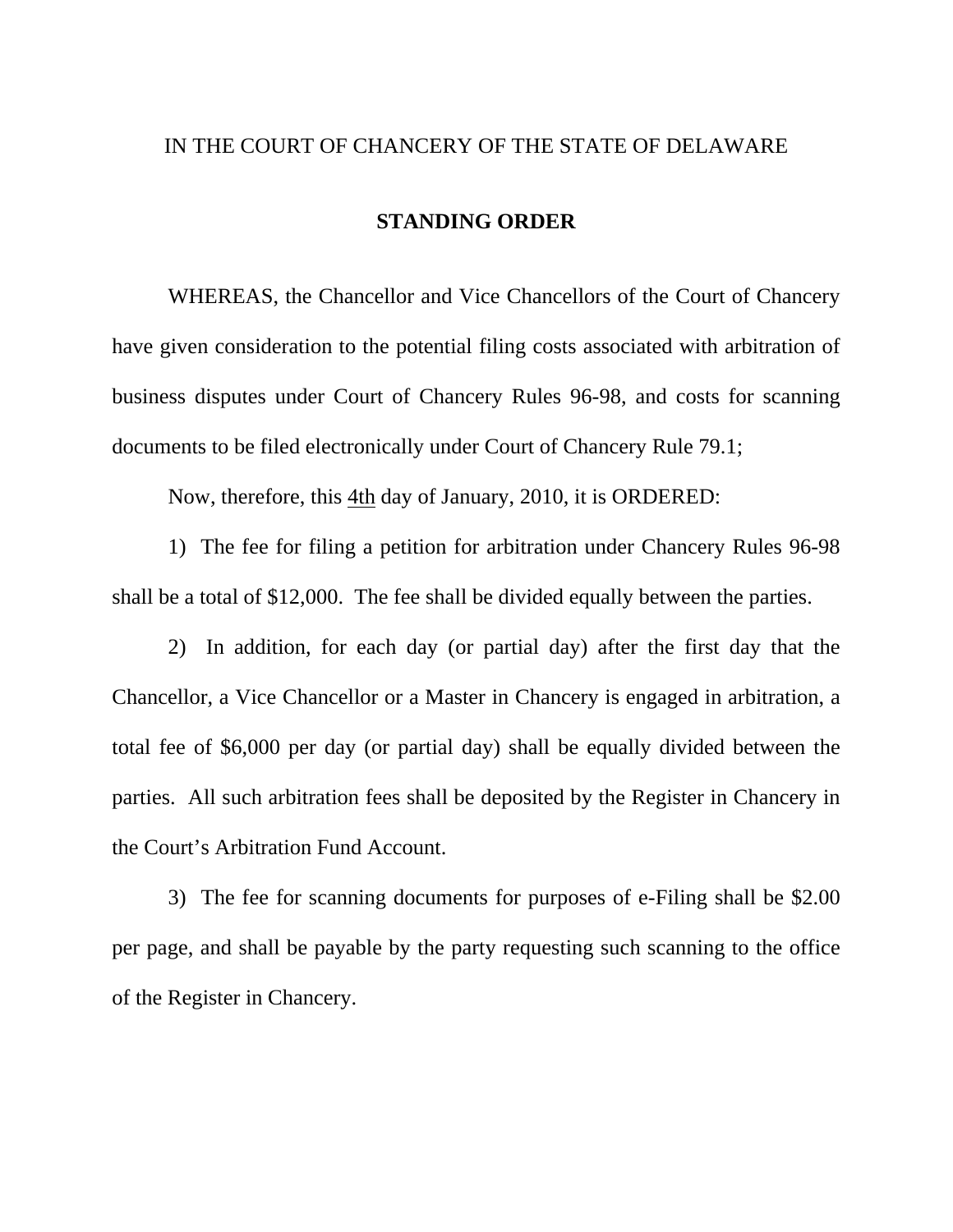IN THE COURT OF CHANCERY OF THE STATE OF DELAWARE

**STANDING ORDER**

WHEREAS, the Chancellor and Vice Chancellors of the Court of Chancery have given consideration to the potential filing costs associated with arbitration of business disputes under Court of Chancery Rules 96-98, and costs for scanning documents to be filed electronically under Court of Chancery Rule 79.1;

Now, therefore, this 4th day of January, 2010, it is ORDERED:

1) The fee for filing a petition for arbitration under Chancery Rules 96-98 shall be a total of $12,000. The fee shall be divided equally between the parties.

2) In addition, for each day (or partial day) after the first day that the Chancellor, a Vice Chancellor or a Master in Chancery is engaged in arbitration, a total fee of $6,000 per day (or partial day) shall be equally divided between the parties. All such arbitration fees shall be deposited by the Register in Chancery in the Court's Arbitration Fund Account.

3) The fee for scanning documents for purposes of e-Filing shall be $2.00 per page, and shall be payable by the party requesting such scanning to the office of the Register in Chancery.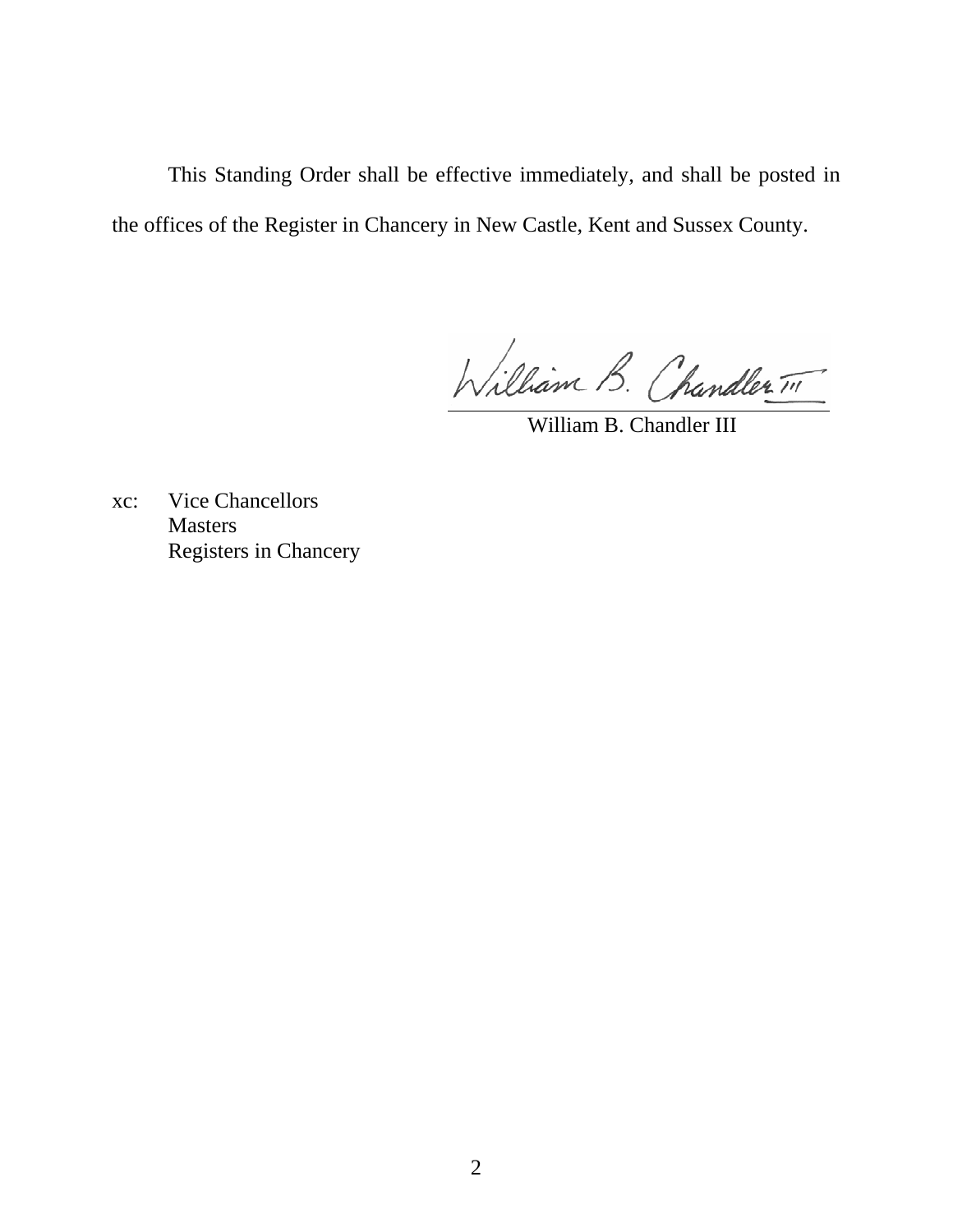This Standing Order shall be effective immediately, and shall be posted in the offices of the Register in Chancery in New Castle, Kent and Sussex County.

William B. Chandler III

xc: Vice Chancellors
Masters
Registers in Chancery